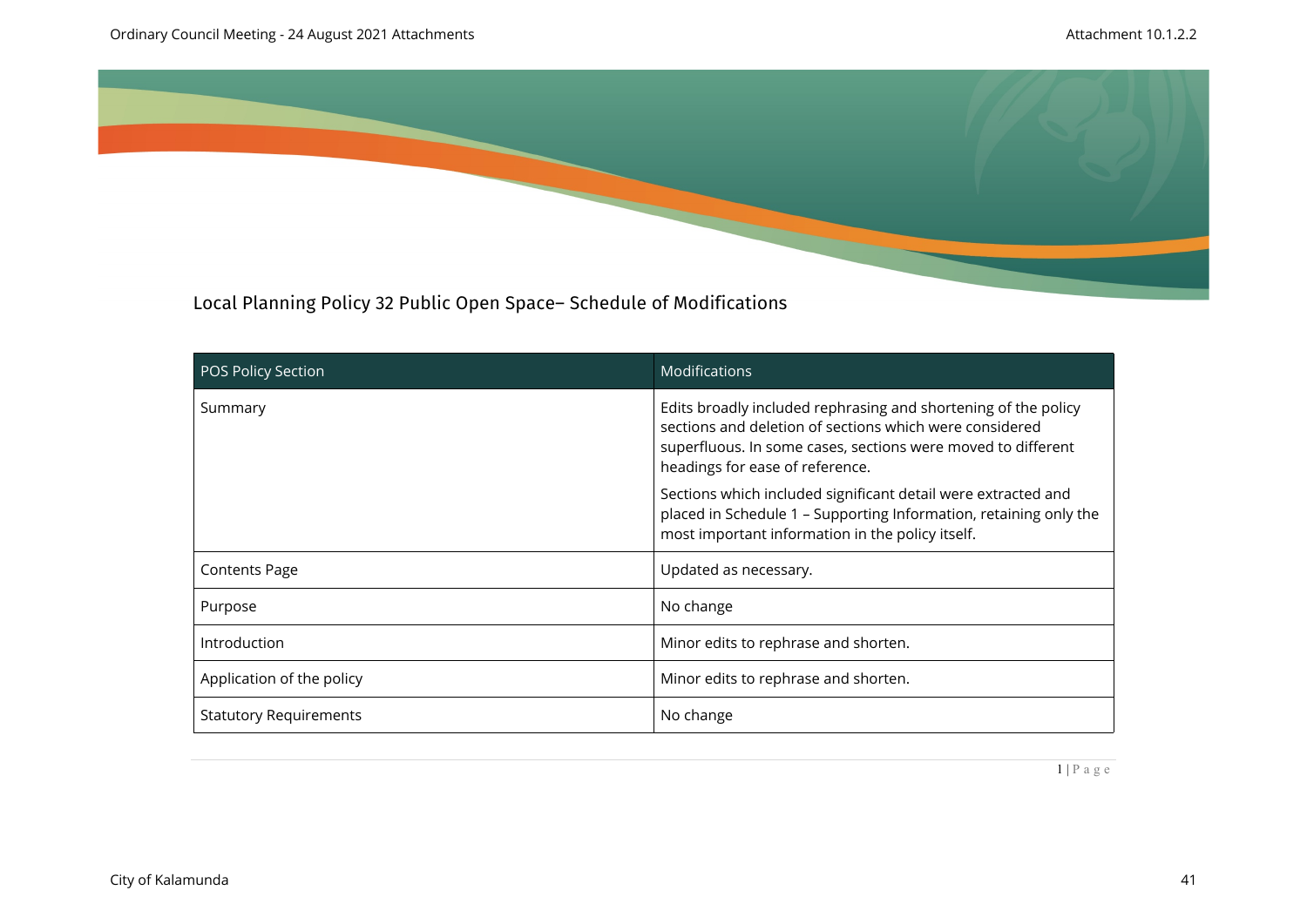# Local Planning Policy 32 Public Open Space– Schedule of Modifications

| POS Policy Section | Modifications |
|---|---|
| Summary | Edits broadly included rephrasing and shortening of the policy sections and deletion of sections which were considered superfluous. In some cases, sections were moved to different headings for ease of reference.<br><br>Sections which included significant detail were extracted and placed in Schedule 1 – Supporting Information, retaining only the most important information in the policy itself. |
| Contents Page | Updated as necessary. |
| Purpose | No change |
| Introduction | Minor edits to rephrase and shorten. |
| Application of the policy | Minor edits to rephrase and shorten. |
| Statutory Requirements | No change |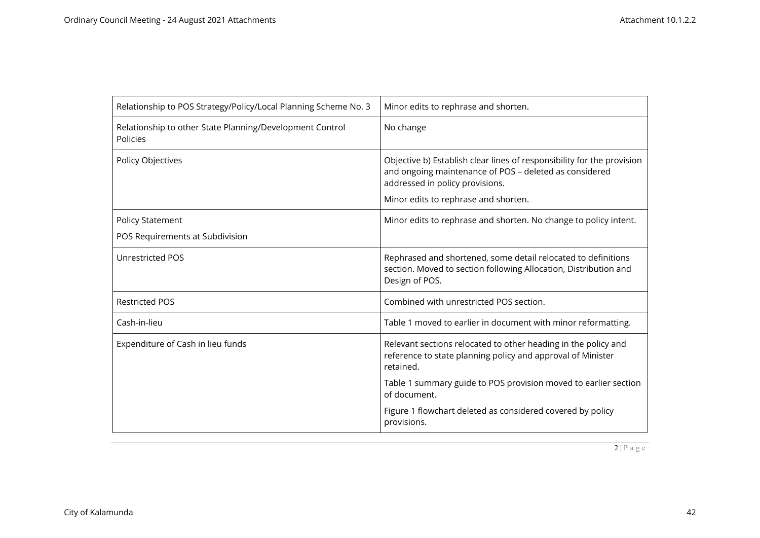| | |
|---|---|
| Relationship to POS Strategy/Policy/Local Planning Scheme No. 3 | Minor edits to rephrase and shorten. |
| Relationship to other State Planning/Development Control Policies | No change |
| Policy Objectives | Objective b) Establish clear lines of responsibility for the provision and ongoing maintenance of POS – deleted as considered addressed in policy provisions.<br><br>Minor edits to rephrase and shorten. |
| Policy Statement<br><br>POS Requirements at Subdivision | Minor edits to rephrase and shorten. No change to policy intent. |
| Unrestricted POS | Rephrased and shortened, some detail relocated to definitions section. Moved to section following Allocation, Distribution and Design of POS. |
| Restricted POS | Combined with unrestricted POS section. |
| Cash-in-lieu | Table 1 moved to earlier in document with minor reformatting. |
| Expenditure of Cash in lieu funds | Relevant sections relocated to other heading in the policy and reference to state planning policy and approval of Minister retained.<br><br>Table 1 summary guide to POS provision moved to earlier section of document.<br><br>Figure 1 flowchart deleted as considered covered by policy provisions. |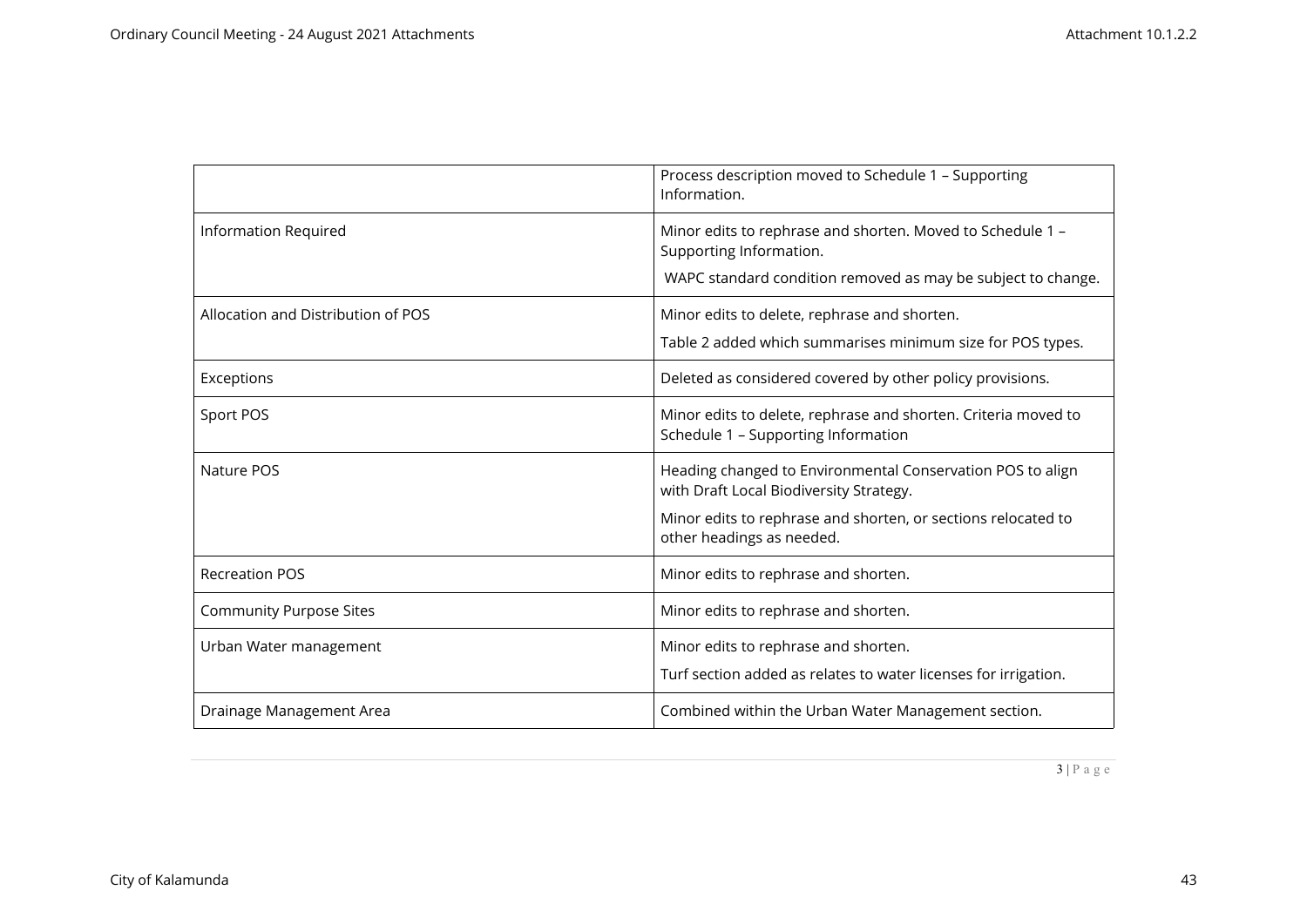| | |
|---|---|
| | Process description moved to Schedule 1 – Supporting Information. |
| Information Required | Minor edits to rephrase and shorten. Moved to Schedule 1 – Supporting Information.<br>WAPC standard condition removed as may be subject to change. |
| Allocation and Distribution of POS | Minor edits to delete, rephrase and shorten.<br>Table 2 added which summarises minimum size for POS types. |
| Exceptions | Deleted as considered covered by other policy provisions. |
| Sport POS | Minor edits to delete, rephrase and shorten. Criteria moved to Schedule 1 – Supporting Information |
| Nature POS | Heading changed to Environmental Conservation POS to align with Draft Local Biodiversity Strategy.<br>Minor edits to rephrase and shorten, or sections relocated to other headings as needed. |
| Recreation POS | Minor edits to rephrase and shorten. |
| Community Purpose Sites | Minor edits to rephrase and shorten. |
| Urban Water management | Minor edits to rephrase and shorten.<br>Turf section added as relates to water licenses for irrigation. |
| Drainage Management Area | Combined within the Urban Water Management section. |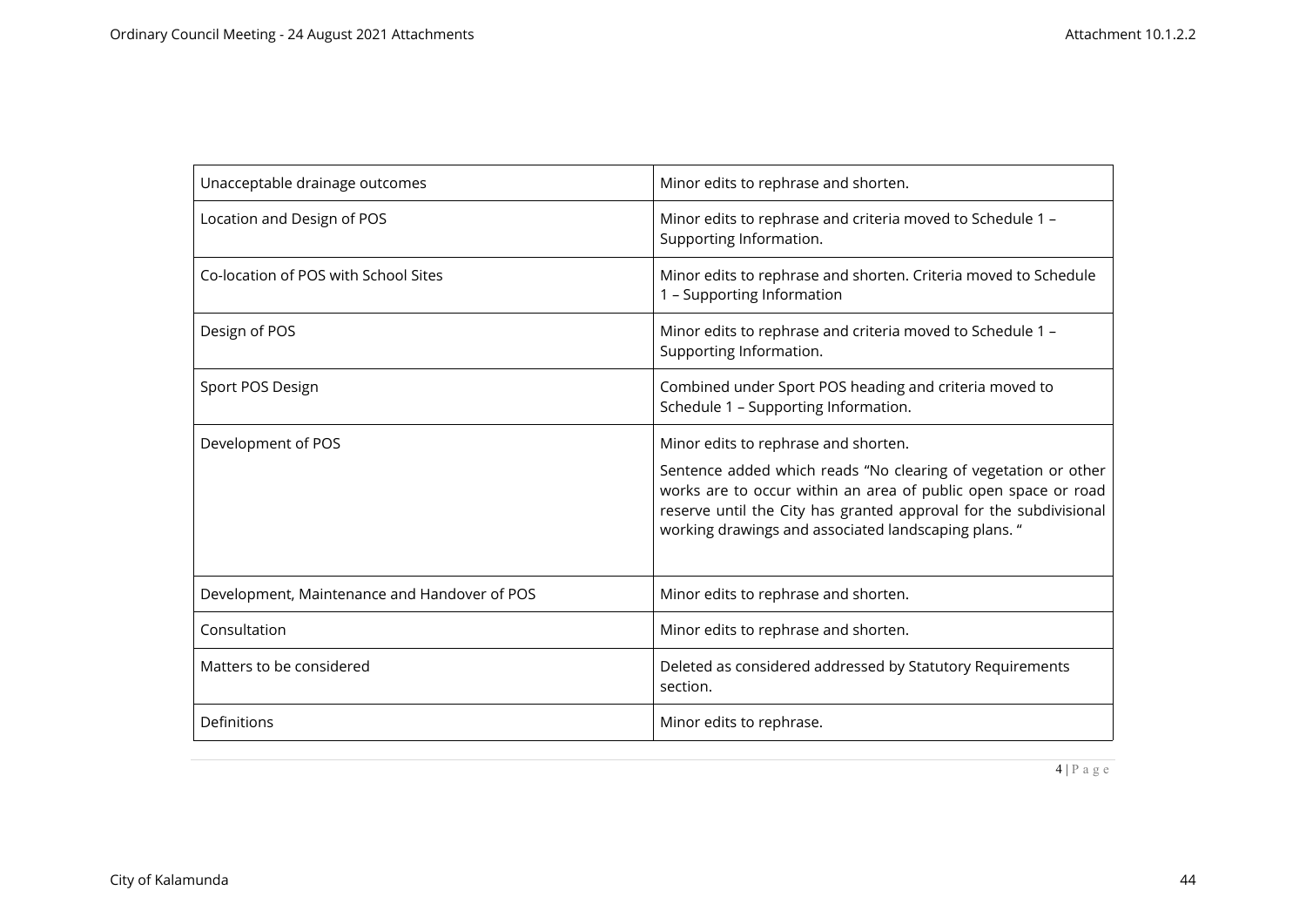| | |
|---|---|
| Unacceptable drainage outcomes | Minor edits to rephrase and shorten. |
| Location and Design of POS | Minor edits to rephrase and criteria moved to Schedule 1 – Supporting Information. |
| Co-location of POS with School Sites | Minor edits to rephrase and shorten. Criteria moved to Schedule 1 – Supporting Information |
| Design of POS | Minor edits to rephrase and criteria moved to Schedule 1 – Supporting Information. |
| Sport POS Design | Combined under Sport POS heading and criteria moved to Schedule 1 – Supporting Information. |
| Development of POS | Minor edits to rephrase and shorten.<br><br>Sentence added which reads "No clearing of vegetation or other works are to occur within an area of public open space or road reserve until the City has granted approval for the subdivisional working drawings and associated landscaping plans. " |
| Development, Maintenance and Handover of POS | Minor edits to rephrase and shorten. |
| Consultation | Minor edits to rephrase and shorten. |
| Matters to be considered | Deleted as considered addressed by Statutory Requirements section. |
| Definitions | Minor edits to rephrase. |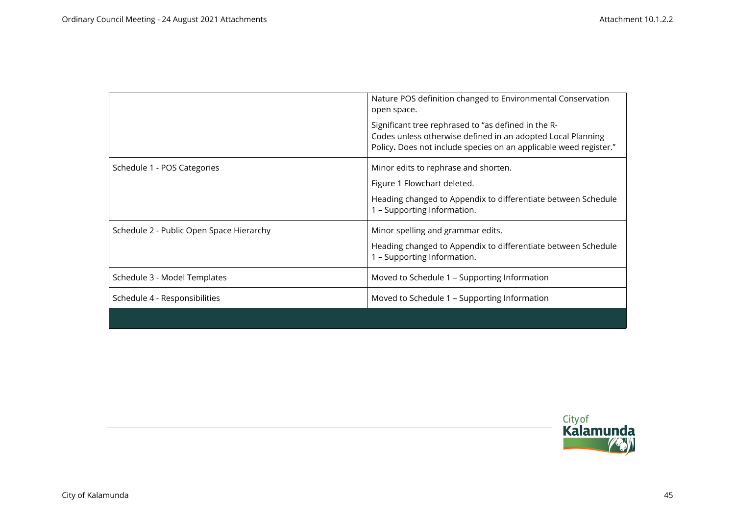| | |
|---|---|
| | Nature POS definition changed to Environmental Conservation open space.<br><br>Significant tree rephrased to "as defined in the R-Codes unless otherwise defined in an adopted Local Planning Policy**.** Does not include species on an applicable weed register." |
| Schedule 1 - POS Categories | Minor edits to rephrase and shorten.<br><br>Figure 1 Flowchart deleted.<br><br>Heading changed to Appendix to differentiate between Schedule 1 – Supporting Information. |
| Schedule 2 - Public Open Space Hierarchy | Minor spelling and grammar edits.<br><br>Heading changed to Appendix to differentiate between Schedule 1 – Supporting Information. |
| Schedule 3 - Model Templates | Moved to Schedule 1 – Supporting Information |
| Schedule 4 - Responsibilities | Moved to Schedule 1 – Supporting Information |